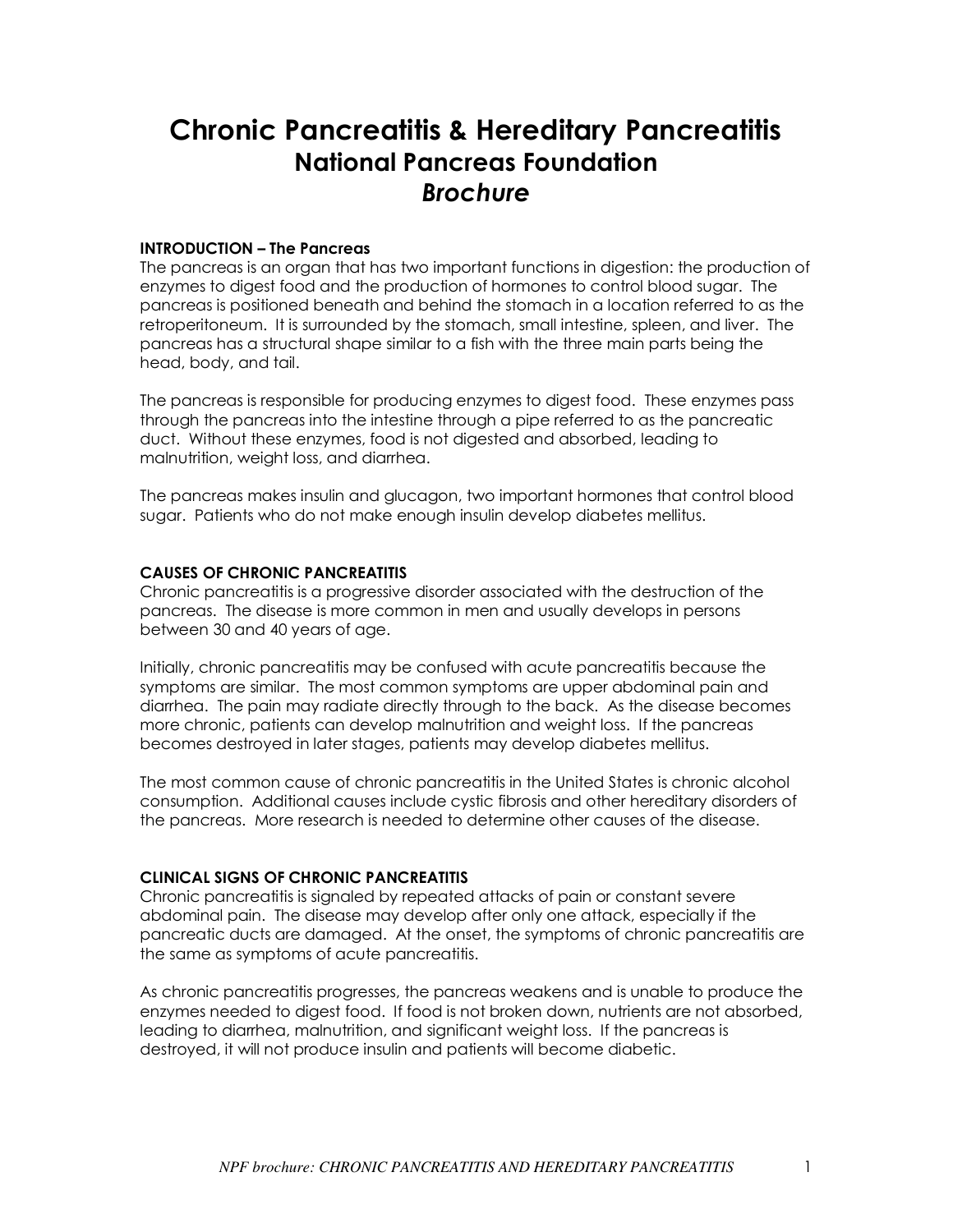# Chronic Pancreatitis & Hereditary Pancreatitis
## National Pancreas Foundation
## *Brochure*

### INTRODUCTION – The Pancreas

The pancreas is an organ that has two important functions in digestion: the production of enzymes to digest food and the production of hormones to control blood sugar. The pancreas is positioned beneath and behind the stomach in a location referred to as the retroperitoneum. It is surrounded by the stomach, small intestine, spleen, and liver. The pancreas has a structural shape similar to a fish with the three main parts being the head, body, and tail.

The pancreas is responsible for producing enzymes to digest food. These enzymes pass through the pancreas into the intestine through a pipe referred to as the pancreatic duct. Without these enzymes, food is not digested and absorbed, leading to malnutrition, weight loss, and diarrhea.

The pancreas makes insulin and glucagon, two important hormones that control blood sugar. Patients who do not make enough insulin develop diabetes mellitus.

### CAUSES OF CHRONIC PANCREATITIS

Chronic pancreatitis is a progressive disorder associated with the destruction of the pancreas. The disease is more common in men and usually develops in persons between 30 and 40 years of age.

Initially, chronic pancreatitis may be confused with acute pancreatitis because the symptoms are similar. The most common symptoms are upper abdominal pain and diarrhea. The pain may radiate directly through to the back. As the disease becomes more chronic, patients can develop malnutrition and weight loss. If the pancreas becomes destroyed in later stages, patients may develop diabetes mellitus.

The most common cause of chronic pancreatitis in the United States is chronic alcohol consumption. Additional causes include cystic fibrosis and other hereditary disorders of the pancreas. More research is needed to determine other causes of the disease.

### CLINICAL SIGNS OF CHRONIC PANCREATITIS

Chronic pancreatitis is signaled by repeated attacks of pain or constant severe abdominal pain. The disease may develop after only one attack, especially if the pancreatic ducts are damaged. At the onset, the symptoms of chronic pancreatitis are the same as symptoms of acute pancreatitis.

As chronic pancreatitis progresses, the pancreas weakens and is unable to produce the enzymes needed to digest food. If food is not broken down, nutrients are not absorbed, leading to diarrhea, malnutrition, and significant weight loss. If the pancreas is destroyed, it will not produce insulin and patients will become diabetic.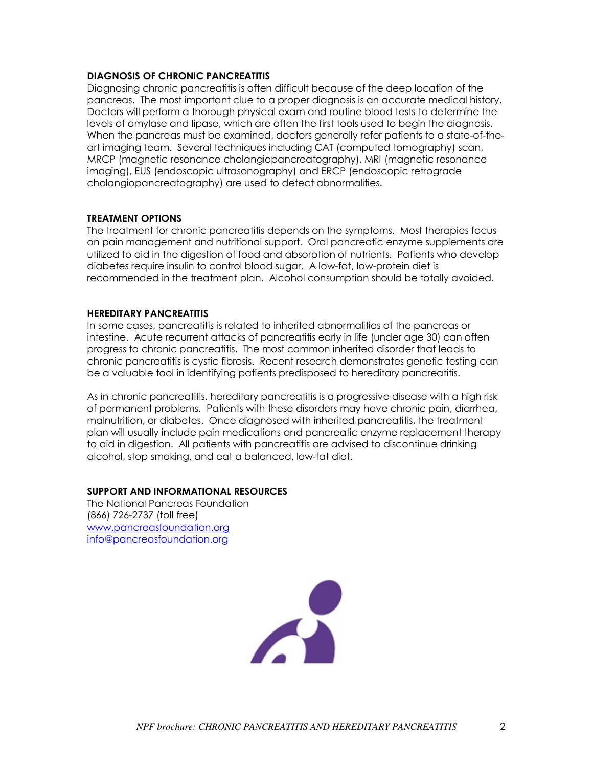## DIAGNOSIS OF CHRONIC PANCREATITIS

Diagnosing chronic pancreatitis is often difficult because of the deep location of the pancreas. The most important clue to a proper diagnosis is an accurate medical history. Doctors will perform a thorough physical exam and routine blood tests to determine the levels of amylase and lipase, which are often the first tools used to begin the diagnosis. When the pancreas must be examined, doctors generally refer patients to a state-of-the-art imaging team. Several techniques including CAT (computed tomography) scan, MRCP (magnetic resonance cholangiopancreatography), MRI (magnetic resonance imaging), EUS (endoscopic ultrasonography) and ERCP (endoscopic retrograde cholangiopancreatography) are used to detect abnormalities.

## TREATMENT OPTIONS

The treatment for chronic pancreatitis depends on the symptoms. Most therapies focus on pain management and nutritional support. Oral pancreatic enzyme supplements are utilized to aid in the digestion of food and absorption of nutrients. Patients who develop diabetes require insulin to control blood sugar. A low-fat, low-protein diet is recommended in the treatment plan. Alcohol consumption should be totally avoided.

## HEREDITARY PANCREATITIS

In some cases, pancreatitis is related to inherited abnormalities of the pancreas or intestine. Acute recurrent attacks of pancreatitis early in life (under age 30) can often progress to chronic pancreatitis. The most common inherited disorder that leads to chronic pancreatitis is cystic fibrosis. Recent research demonstrates genetic testing can be a valuable tool in identifying patients predisposed to hereditary pancreatitis.

As in chronic pancreatitis, hereditary pancreatitis is a progressive disease with a high risk of permanent problems. Patients with these disorders may have chronic pain, diarrhea, malnutrition, or diabetes. Once diagnosed with inherited pancreatitis, the treatment plan will usually include pain medications and pancreatic enzyme replacement therapy to aid in digestion. All patients with pancreatitis are advised to discontinue drinking alcohol, stop smoking, and eat a balanced, low-fat diet.

## SUPPORT AND INFORMATIONAL RESOURCES

The National Pancreas Foundation
(866) 726-2737 (toll free)
www.pancreasfoundation.org
info@pancreasfoundation.org